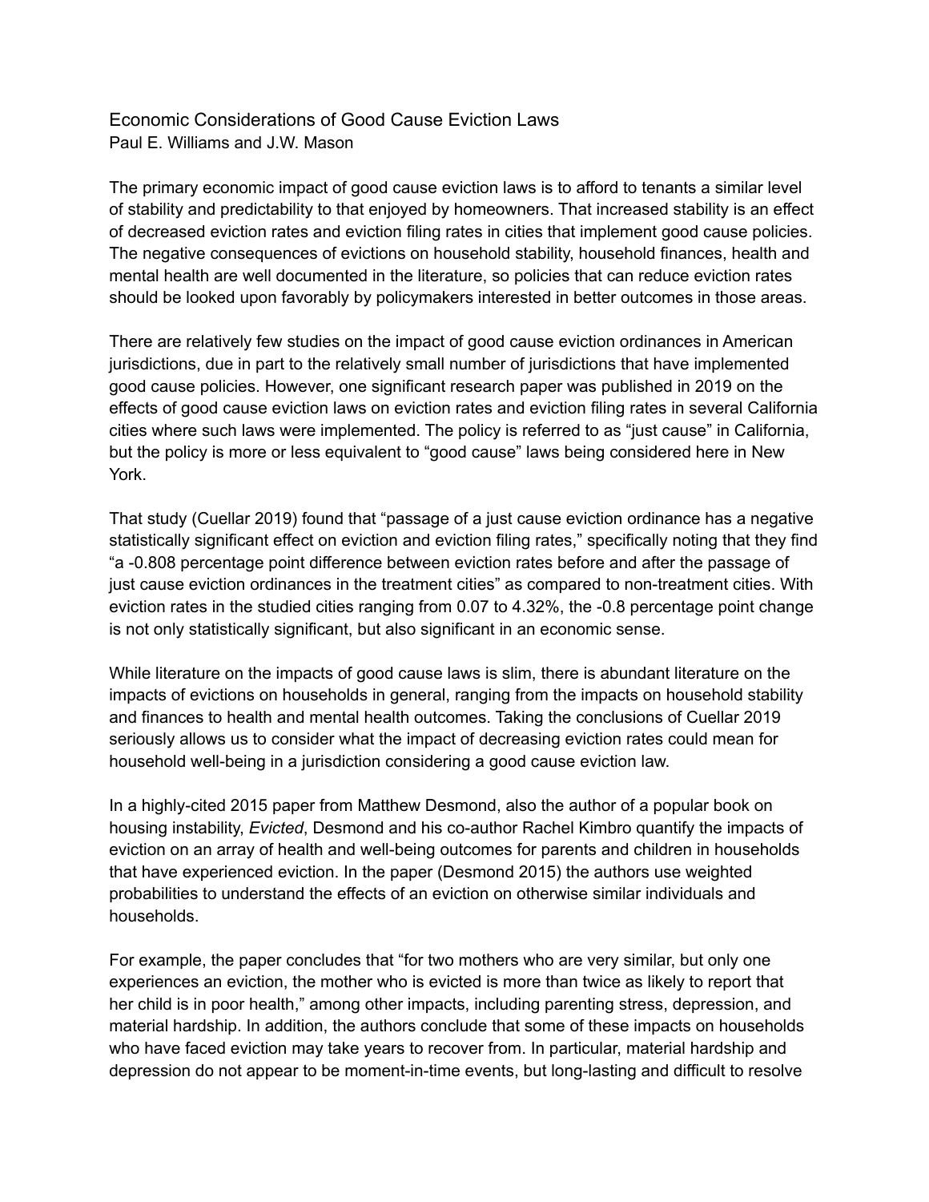# Economic Considerations of Good Cause Eviction Laws

Paul E. Williams and J.W. Mason

The primary economic impact of good cause eviction laws is to afford to tenants a similar level of stability and predictability to that enjoyed by homeowners. That increased stability is an effect of decreased eviction rates and eviction filing rates in cities that implement good cause policies. The negative consequences of evictions on household stability, household finances, health and mental health are well documented in the literature, so policies that can reduce eviction rates should be looked upon favorably by policymakers interested in better outcomes in those areas.

There are relatively few studies on the impact of good cause eviction ordinances in American jurisdictions, due in part to the relatively small number of jurisdictions that have implemented good cause policies. However, one significant research paper was published in 2019 on the effects of good cause eviction laws on eviction rates and eviction filing rates in several California cities where such laws were implemented. The policy is referred to as "just cause" in California, but the policy is more or less equivalent to "good cause" laws being considered here in New York.

That study (Cuellar 2019) found that "passage of a just cause eviction ordinance has a negative statistically significant effect on eviction and eviction filing rates," specifically noting that they find "a -0.808 percentage point difference between eviction rates before and after the passage of just cause eviction ordinances in the treatment cities" as compared to non-treatment cities. With eviction rates in the studied cities ranging from 0.07 to 4.32%, the -0.8 percentage point change is not only statistically significant, but also significant in an economic sense.

While literature on the impacts of good cause laws is slim, there is abundant literature on the impacts of evictions on households in general, ranging from the impacts on household stability and finances to health and mental health outcomes. Taking the conclusions of Cuellar 2019 seriously allows us to consider what the impact of decreasing eviction rates could mean for household well-being in a jurisdiction considering a good cause eviction law.

In a highly-cited 2015 paper from Matthew Desmond, also the author of a popular book on housing instability, *Evicted*, Desmond and his co-author Rachel Kimbro quantify the impacts of eviction on an array of health and well-being outcomes for parents and children in households that have experienced eviction. In the paper (Desmond 2015) the authors use weighted probabilities to understand the effects of an eviction on otherwise similar individuals and households.

For example, the paper concludes that "for two mothers who are very similar, but only one experiences an eviction, the mother who is evicted is more than twice as likely to report that her child is in poor health," among other impacts, including parenting stress, depression, and material hardship. In addition, the authors conclude that some of these impacts on households who have faced eviction may take years to recover from. In particular, material hardship and depression do not appear to be moment-in-time events, but long-lasting and difficult to resolve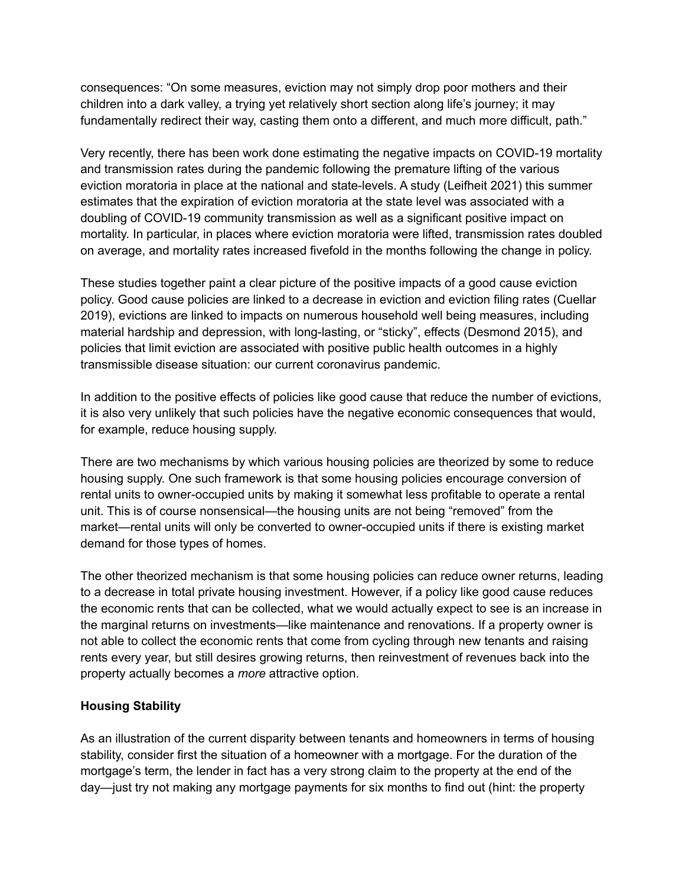consequences: “On some measures, eviction may not simply drop poor mothers and their children into a dark valley, a trying yet relatively short section along life’s journey; it may fundamentally redirect their way, casting them onto a different, and much more difficult, path.”

Very recently, there has been work done estimating the negative impacts on COVID-19 mortality and transmission rates during the pandemic following the premature lifting of the various eviction moratoria in place at the national and state-levels. A study (Leifheit 2021) this summer estimates that the expiration of eviction moratoria at the state level was associated with a doubling of COVID-19 community transmission as well as a significant positive impact on mortality. In particular, in places where eviction moratoria were lifted, transmission rates doubled on average, and mortality rates increased fivefold in the months following the change in policy.

These studies together paint a clear picture of the positive impacts of a good cause eviction policy. Good cause policies are linked to a decrease in eviction and eviction filing rates (Cuellar 2019), evictions are linked to impacts on numerous household well being measures, including material hardship and depression, with long-lasting, or “sticky”, effects (Desmond 2015), and policies that limit eviction are associated with positive public health outcomes in a highly transmissible disease situation: our current coronavirus pandemic.

In addition to the positive effects of policies like good cause that reduce the number of evictions, it is also very unlikely that such policies have the negative economic consequences that would, for example, reduce housing supply.

There are two mechanisms by which various housing policies are theorized by some to reduce housing supply. One such framework is that some housing policies encourage conversion of rental units to owner-occupied units by making it somewhat less profitable to operate a rental unit. This is of course nonsensical—the housing units are not being “removed” from the market—rental units will only be converted to owner-occupied units if there is existing market demand for those types of homes.

The other theorized mechanism is that some housing policies can reduce owner returns, leading to a decrease in total private housing investment. However, if a policy like good cause reduces the economic rents that can be collected, what we would actually expect to see is an increase in the marginal returns on investments—like maintenance and renovations. If a property owner is not able to collect the economic rents that come from cycling through new tenants and raising rents every year, but still desires growing returns, then reinvestment of revenues back into the property actually becomes a *more* attractive option.

**Housing Stability**

As an illustration of the current disparity between tenants and homeowners in terms of housing stability, consider first the situation of a homeowner with a mortgage. For the duration of the mortgage’s term, the lender in fact has a very strong claim to the property at the end of the day—just try not making any mortgage payments for six months to find out (hint: the property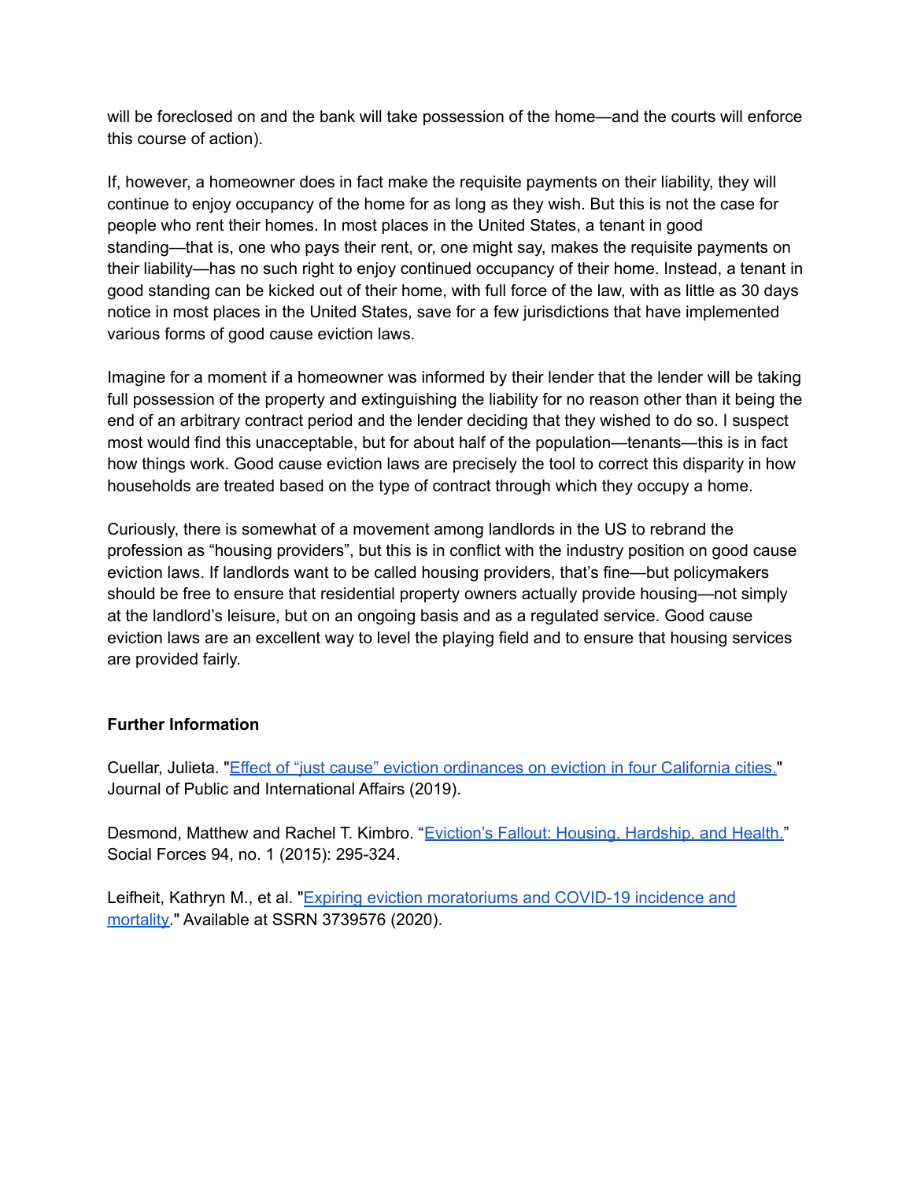will be foreclosed on and the bank will take possession of the home—and the courts will enforce this course of action).

If, however, a homeowner does in fact make the requisite payments on their liability, they will continue to enjoy occupancy of the home for as long as they wish. But this is not the case for people who rent their homes. In most places in the United States, a tenant in good standing—that is, one who pays their rent, or, one might say, makes the requisite payments on their liability—has no such right to enjoy continued occupancy of their home. Instead, a tenant in good standing can be kicked out of their home, with full force of the law, with as little as 30 days notice in most places in the United States, save for a few jurisdictions that have implemented various forms of good cause eviction laws.

Imagine for a moment if a homeowner was informed by their lender that the lender will be taking full possession of the property and extinguishing the liability for no reason other than it being the end of an arbitrary contract period and the lender deciding that they wished to do so. I suspect most would find this unacceptable, but for about half of the population—tenants—this is in fact how things work. Good cause eviction laws are precisely the tool to correct this disparity in how households are treated based on the type of contract through which they occupy a home.

Curiously, there is somewhat of a movement among landlords in the US to rebrand the profession as "housing providers", but this is in conflict with the industry position on good cause eviction laws. If landlords want to be called housing providers, that's fine—but policymakers should be free to ensure that residential property owners actually provide housing—not simply at the landlord's leisure, but on an ongoing basis and as a regulated service. Good cause eviction laws are an excellent way to level the playing field and to ensure that housing services are provided fairly.

**Further Information**

Cuellar, Julieta. "Effect of "just cause" eviction ordinances on eviction in four California cities." Journal of Public and International Affairs (2019).

Desmond, Matthew and Rachel T. Kimbro. "Eviction's Fallout: Housing, Hardship, and Health." Social Forces 94, no. 1 (2015): 295-324.

Leifheit, Kathryn M., et al. "Expiring eviction moratoriums and COVID-19 incidence and mortality." Available at SSRN 3739576 (2020).